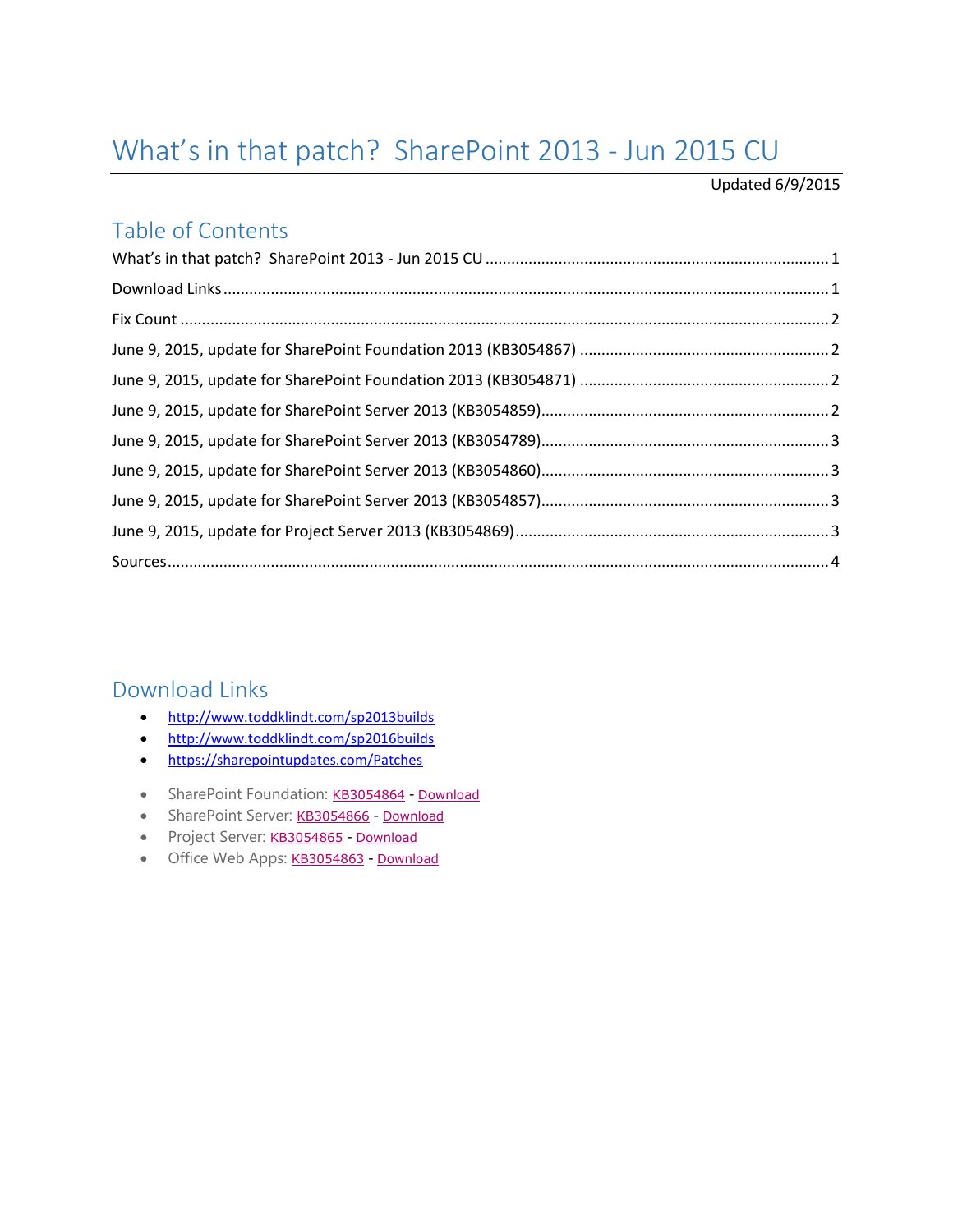# What's in that patch? SharePoint 2013 - Jun 2015 CU

Updated 6/9/2015

## Table of Contents

What's in that patch? SharePoint 2013 - Jun 2015 CU ........ 1

Download Links ........ 1

Fix Count ........ 2

June 9, 2015, update for SharePoint Foundation 2013 (KB3054867) ........ 2

June 9, 2015, update for SharePoint Foundation 2013 (KB3054871) ........ 2

June 9, 2015, update for SharePoint Server 2013 (KB3054859) ........ 2

June 9, 2015, update for SharePoint Server 2013 (KB3054789) ........ 3

June 9, 2015, update for SharePoint Server 2013 (KB3054860) ........ 3

June 9, 2015, update for SharePoint Server 2013 (KB3054857) ........ 3

June 9, 2015, update for Project Server 2013 (KB3054869) ........ 3

Sources ........ 4

## Download Links

- http://www.toddklindt.com/sp2013builds
- http://www.toddklindt.com/sp2016builds
- https://sharepointupdates.com/Patches

- SharePoint Foundation: KB3054864 - Download
- SharePoint Server: KB3054866 - Download
- Project Server: KB3054865 - Download
- Office Web Apps: KB3054863 - Download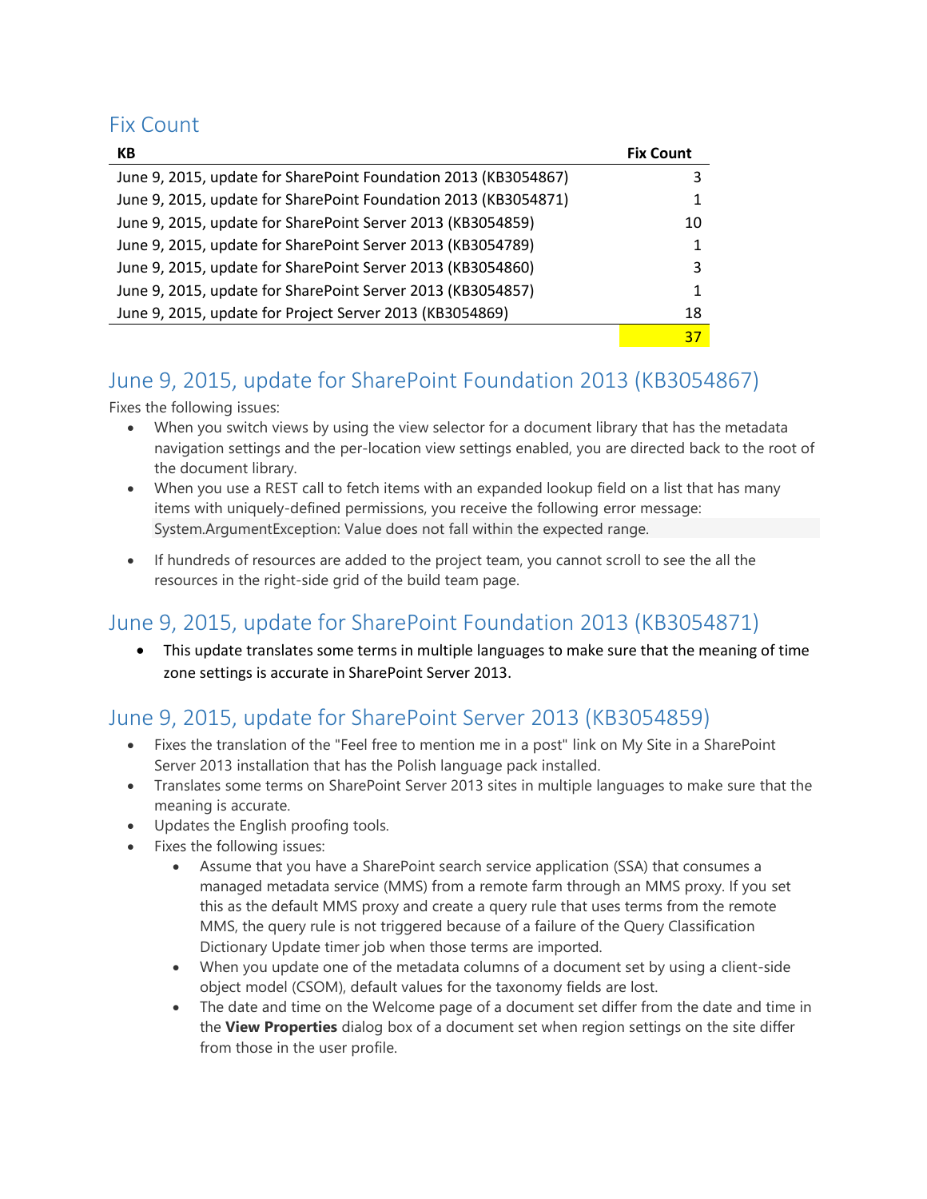## Fix Count

| KB | Fix Count |
|---|---|
| June 9, 2015, update for SharePoint Foundation 2013 (KB3054867) | 3 |
| June 9, 2015, update for SharePoint Foundation 2013 (KB3054871) | 1 |
| June 9, 2015, update for SharePoint Server 2013 (KB3054859) | 10 |
| June 9, 2015, update for SharePoint Server 2013 (KB3054789) | 1 |
| June 9, 2015, update for SharePoint Server 2013 (KB3054860) | 3 |
| June 9, 2015, update for SharePoint Server 2013 (KB3054857) | 1 |
| June 9, 2015, update for Project Server 2013 (KB3054869) | 18 |
| | 37 |

## June 9, 2015, update for SharePoint Foundation 2013 (KB3054867)

Fixes the following issues:

- When you switch views by using the view selector for a document library that has the metadata navigation settings and the per-location view settings enabled, you are directed back to the root of the document library.
- When you use a REST call to fetch items with an expanded lookup field on a list that has many items with uniquely-defined permissions, you receive the following error message:
  System.ArgumentException: Value does not fall within the expected range.
- If hundreds of resources are added to the project team, you cannot scroll to see the all the resources in the right-side grid of the build team page.

## June 9, 2015, update for SharePoint Foundation 2013 (KB3054871)

- This update translates some terms in multiple languages to make sure that the meaning of time zone settings is accurate in SharePoint Server 2013.

## June 9, 2015, update for SharePoint Server 2013 (KB3054859)

- Fixes the translation of the "Feel free to mention me in a post" link on My Site in a SharePoint Server 2013 installation that has the Polish language pack installed.
- Translates some terms on SharePoint Server 2013 sites in multiple languages to make sure that the meaning is accurate.
- Updates the English proofing tools.
- Fixes the following issues:
  - Assume that you have a SharePoint search service application (SSA) that consumes a managed metadata service (MMS) from a remote farm through an MMS proxy. If you set this as the default MMS proxy and create a query rule that uses terms from the remote MMS, the query rule is not triggered because of a failure of the Query Classification Dictionary Update timer job when those terms are imported.
  - When you update one of the metadata columns of a document set by using a client-side object model (CSOM), default values for the taxonomy fields are lost.
  - The date and time on the Welcome page of a document set differ from the date and time in the **View Properties** dialog box of a document set when region settings on the site differ from those in the user profile.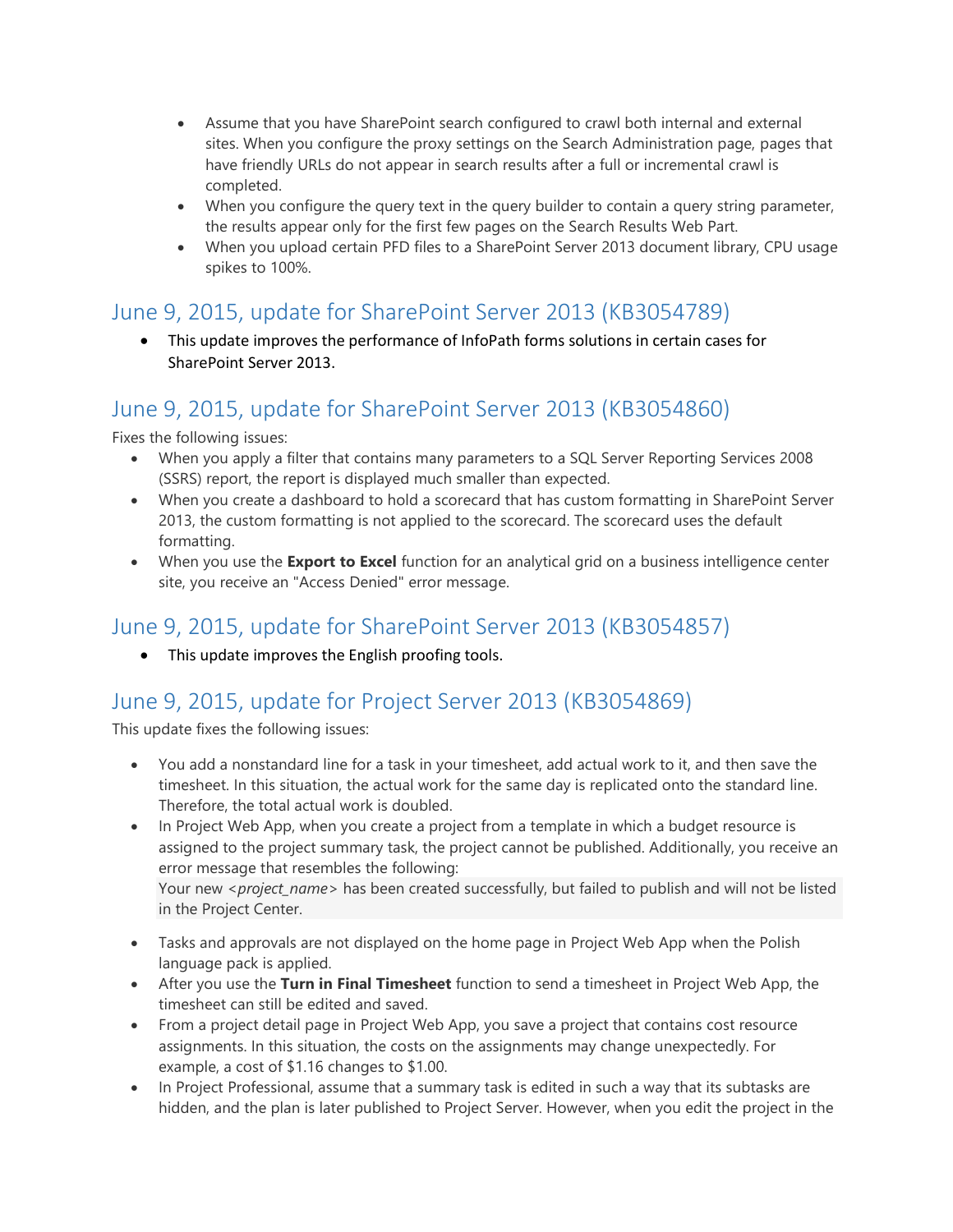- Assume that you have SharePoint search configured to crawl both internal and external sites. When you configure the proxy settings on the Search Administration page, pages that have friendly URLs do not appear in search results after a full or incremental crawl is completed.
- When you configure the query text in the query builder to contain a query string parameter, the results appear only for the first few pages on the Search Results Web Part.
- When you upload certain PFD files to a SharePoint Server 2013 document library, CPU usage spikes to 100%.

## June 9, 2015, update for SharePoint Server 2013 (KB3054789)

- This update improves the performance of InfoPath forms solutions in certain cases for SharePoint Server 2013.

## June 9, 2015, update for SharePoint Server 2013 (KB3054860)

Fixes the following issues:

- When you apply a filter that contains many parameters to a SQL Server Reporting Services 2008 (SSRS) report, the report is displayed much smaller than expected.
- When you create a dashboard to hold a scorecard that has custom formatting in SharePoint Server 2013, the custom formatting is not applied to the scorecard. The scorecard uses the default formatting.
- When you use the **Export to Excel** function for an analytical grid on a business intelligence center site, you receive an "Access Denied" error message.

## June 9, 2015, update for SharePoint Server 2013 (KB3054857)

- This update improves the English proofing tools.

## June 9, 2015, update for Project Server 2013 (KB3054869)

This update fixes the following issues:

- You add a nonstandard line for a task in your timesheet, add actual work to it, and then save the timesheet. In this situation, the actual work for the same day is replicated onto the standard line. Therefore, the total actual work is doubled.
- In Project Web App, when you create a project from a template in which a budget resource is assigned to the project summary task, the project cannot be published. Additionally, you receive an error message that resembles the following:

  Your new <*project_name*> has been created successfully, but failed to publish and will not be listed in the Project Center.

- Tasks and approvals are not displayed on the home page in Project Web App when the Polish language pack is applied.
- After you use the **Turn in Final Timesheet** function to send a timesheet in Project Web App, the timesheet can still be edited and saved.
- From a project detail page in Project Web App, you save a project that contains cost resource assignments. In this situation, the costs on the assignments may change unexpectedly. For example, a cost of $1.16 changes to $1.00.
- In Project Professional, assume that a summary task is edited in such a way that its subtasks are hidden, and the plan is later published to Project Server. However, when you edit the project in the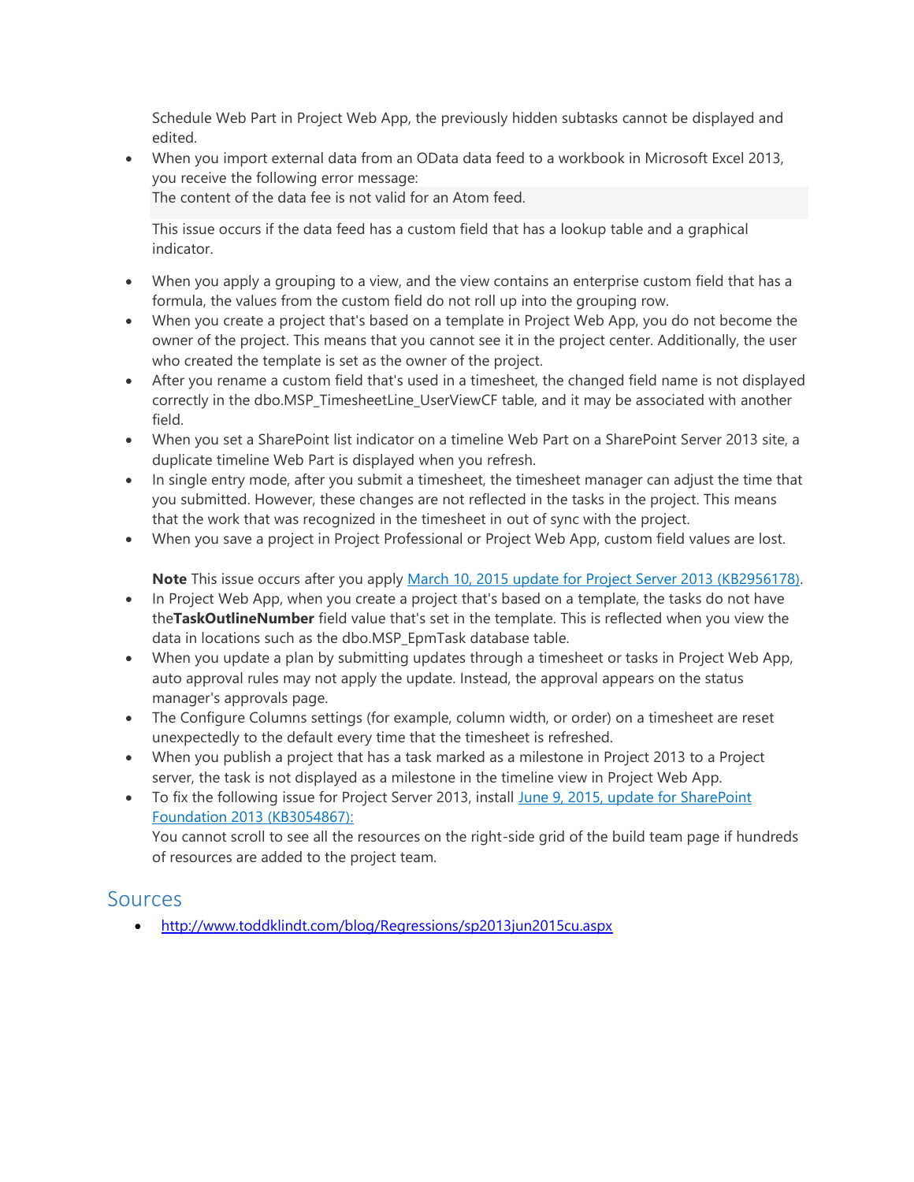Schedule Web Part in Project Web App, the previously hidden subtasks cannot be displayed and edited.

- When you import external data from an OData data feed to a workbook in Microsoft Excel 2013, you receive the following error message:

  ```
  The content of the data fee is not valid for an Atom feed.
  ```

  This issue occurs if the data feed has a custom field that has a lookup table and a graphical indicator.

- When you apply a grouping to a view, and the view contains an enterprise custom field that has a formula, the values from the custom field do not roll up into the grouping row.
- When you create a project that's based on a template in Project Web App, you do not become the owner of the project. This means that you cannot see it in the project center. Additionally, the user who created the template is set as the owner of the project.
- After you rename a custom field that's used in a timesheet, the changed field name is not displayed correctly in the dbo.MSP_TimesheetLine_UserViewCF table, and it may be associated with another field.
- When you set a SharePoint list indicator on a timeline Web Part on a SharePoint Server 2013 site, a duplicate timeline Web Part is displayed when you refresh.
- In single entry mode, after you submit a timesheet, the timesheet manager can adjust the time that you submitted. However, these changes are not reflected in the tasks in the project. This means that the work that was recognized in the timesheet in out of sync with the project.
- When you save a project in Project Professional or Project Web App, custom field values are lost.

  **Note** This issue occurs after you apply [March 10, 2015 update for Project Server 2013 (KB2956178)](#).
- In Project Web App, when you create a project that's based on a template, the tasks do not have the**TaskOutlineNumber** field value that's set in the template. This is reflected when you view the data in locations such as the dbo.MSP_EpmTask database table.
- When you update a plan by submitting updates through a timesheet or tasks in Project Web App, auto approval rules may not apply the update. Instead, the approval appears on the status manager's approvals page.
- The Configure Columns settings (for example, column width, or order) on a timesheet are reset unexpectedly to the default every time that the timesheet is refreshed.
- When you publish a project that has a task marked as a milestone in Project 2013 to a Project server, the task is not displayed as a milestone in the timeline view in Project Web App.
- To fix the following issue for Project Server 2013, install [June 9, 2015, update for SharePoint Foundation 2013 (KB3054867):](#)
  You cannot scroll to see all the resources on the right-side grid of the build team page if hundreds of resources are added to the project team.

## Sources

- http://www.toddklindt.com/blog/Regressions/sp2013jun2015cu.aspx